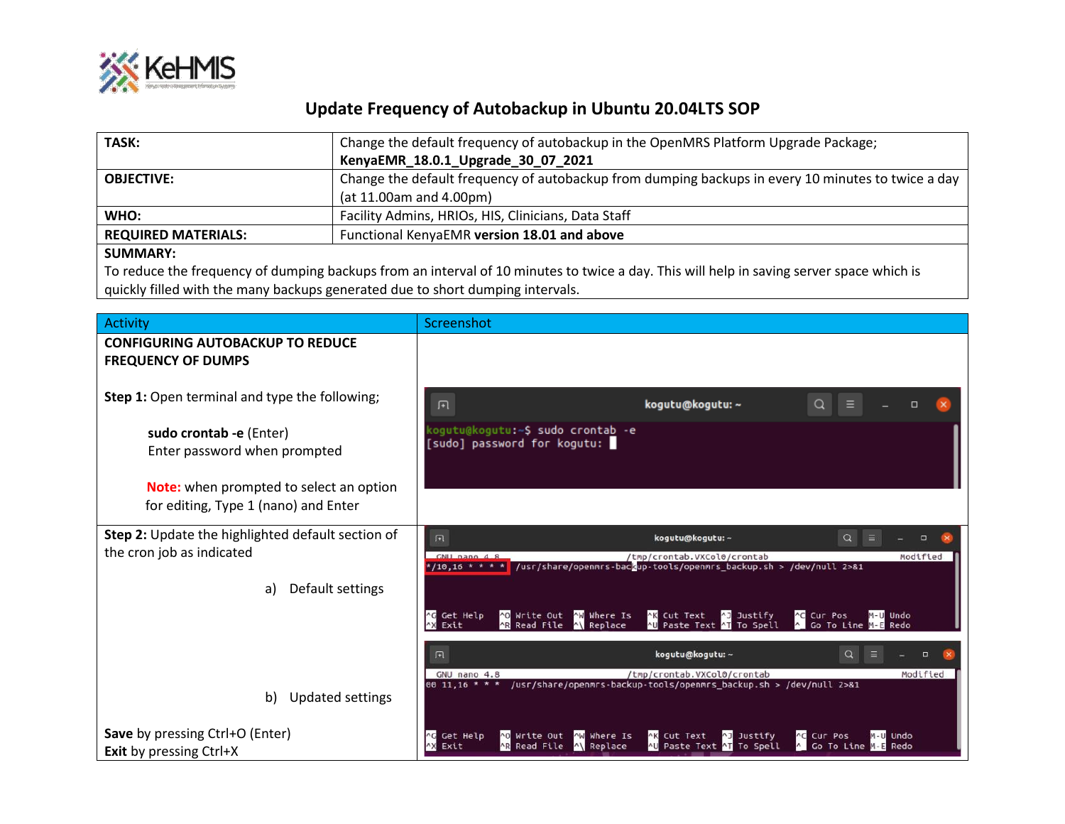# Update Frequency of Autobackup in Ubuntu 20.04LTS SOP

| | |
|---|---|
| **TASK:** | Change the default frequency of autobackup in the OpenMRS Platform Upgrade Package; **KenyaEMR_18.0.1_Upgrade_30_07_2021** |
| **OBJECTIVE:** | Change the default frequency of autobackup from dumping backups in every 10 minutes to twice a day (at 11.00am and 4.00pm) |
| **WHO:** | Facility Admins, HRIOs, HIS, Clinicians, Data Staff |
| **REQUIRED MATERIALS:** | Functional KenyaEMR **version 18.01 and above** |

**SUMMARY:**
To reduce the frequency of dumping backups from an interval of 10 minutes to twice a day. This will help in saving server space which is quickly filled with the many backups generated due to short dumping intervals.

| Activity | Screenshot |
|---|---|
| **CONFIGURING AUTOBACKUP TO REDUCE FREQUENCY OF DUMPS** | |
| **Step 1:** Open terminal and type the following; **sudo crontab -e** (Enter) Enter password when prompted. **Note:** when prompted to select an option for editing, Type 1 (nano) and Enter | kogutu@kogutu: ~ `kogutu@kogutu:~$ sudo crontab -e` `[sudo] password for kogutu:` |
| **Step 2:** Update the highlighted default section of the cron job as indicated. a) Default settings | GNU nano 4.8 /tmp/crontab.VXCol0/crontab Modified `*/10,16 * * * * /usr/share/openmrs-backup-tools/openmrs_backup.sh > /dev/null 2>&1` |
| b) Updated settings. **Save** by pressing Ctrl+O (Enter) **Exit** by pressing Ctrl+X | GNU nano 4.8 /tmp/crontab.VXCol0/crontab Modified `00 11,16 * * * /usr/share/openmrs-backup-tools/openmrs_backup.sh > /dev/null 2>&1` |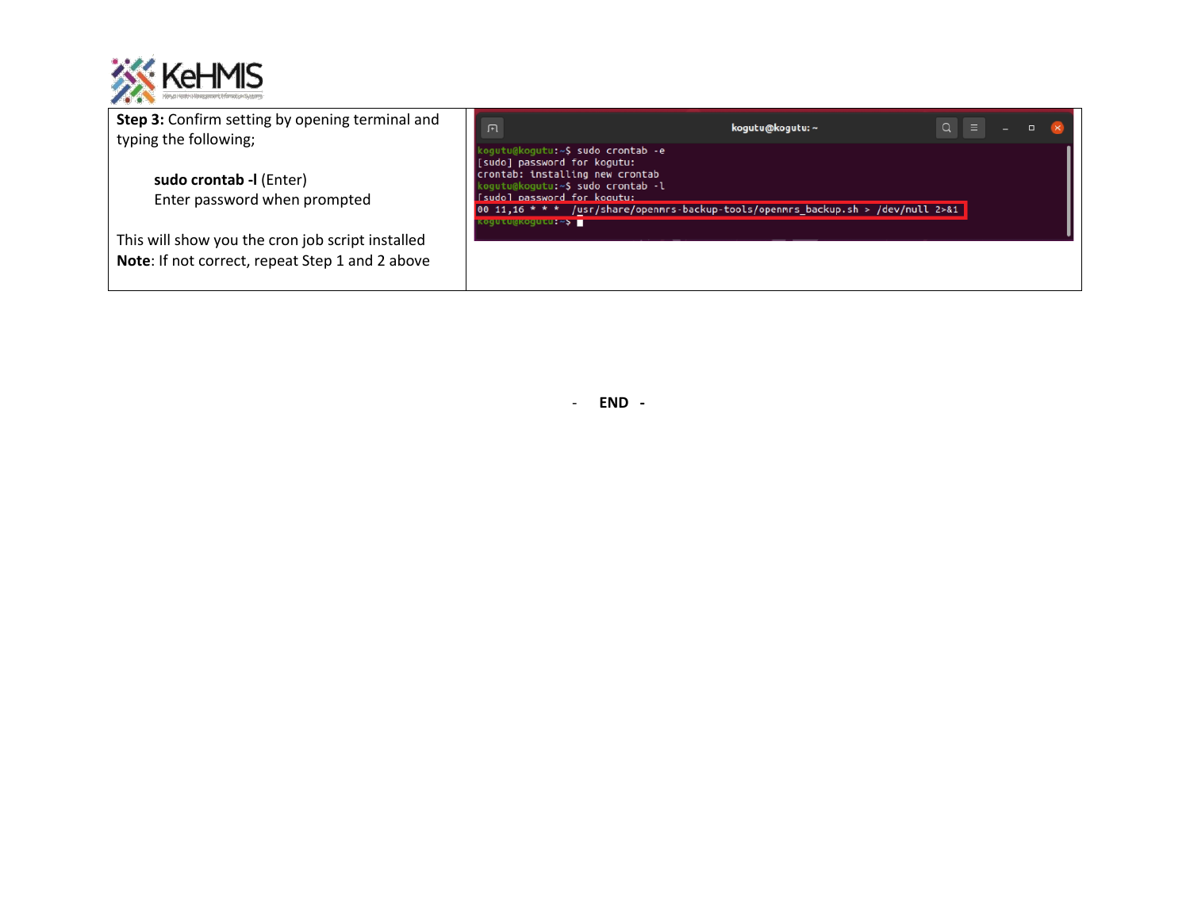| | |
|---|---|
| **Step 3:** Confirm setting by opening terminal and typing the following;<br><br>**sudo crontab -l** (Enter)<br>Enter password when prompted<br><br>This will show you the cron job script installed<br>**Note**: If not correct, repeat Step 1 and 2 above | kogutu@kogutu: ~<br>kogutu@kogutu:~$ sudo crontab -e<br>[sudo] password for kogutu:<br>crontab: installing new crontab<br>kogutu@kogutu:~$ sudo crontab -l<br>[sudo] password for kogutu:<br>00 11,16 * * * /usr/share/openmrs-backup-tools/openmrs_backup.sh > /dev/null 2>&1<br>kogutu@kogutu:~$ |

- **END -**